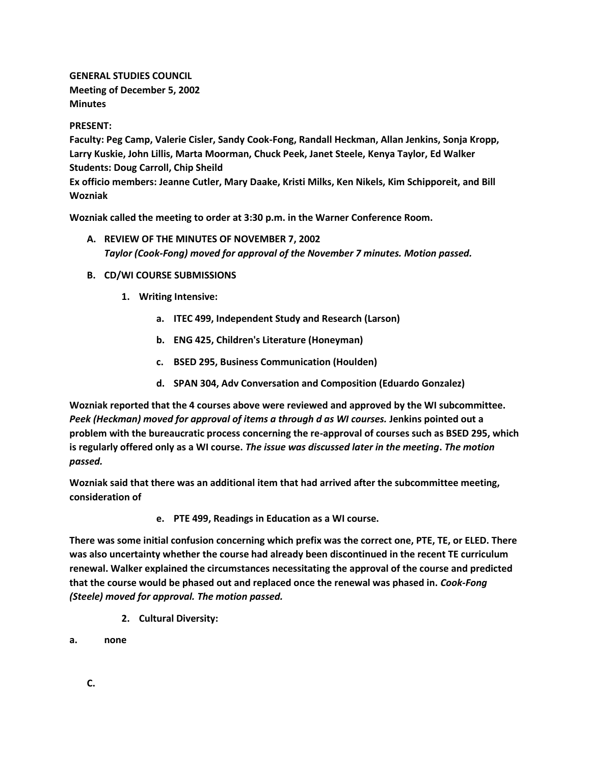**GENERAL STUDIES COUNCIL**
**Meeting of December 5, 2002**
**Minutes**

**PRESENT:**
**Faculty: Peg Camp, Valerie Cisler, Sandy Cook-Fong, Randall Heckman, Allan Jenkins, Sonja Kropp, Larry Kuskie, John Lillis, Marta Moorman, Chuck Peek, Janet Steele, Kenya Taylor, Ed Walker**
**Students: Doug Carroll, Chip Sheild**
**Ex officio members: Jeanne Cutler, Mary Daake, Kristi Milks, Ken Nikels, Kim Schipporeit, and Bill Wozniak**

**Wozniak called the meeting to order at 3:30 p.m. in the Warner Conference Room.**

**A. REVIEW OF THE MINUTES OF NOVEMBER 7, 2002**
***Taylor (Cook-Fong) moved for approval of the November 7 minutes. Motion passed.***

**B. CD/WI COURSE SUBMISSIONS**

**1. Writing Intensive:**

**a. ITEC 499, Independent Study and Research (Larson)**

**b. ENG 425, Children's Literature (Honeyman)**

**c. BSED 295, Business Communication (Houlden)**

**d. SPAN 304, Adv Conversation and Composition (Eduardo Gonzalez)**

**Wozniak reported that the 4 courses above were reviewed and approved by the WI subcommittee.** ***Peek (Heckman) moved for approval of items a through d as WI courses.*** **Jenkins pointed out a problem with the bureaucratic process concerning the re-approval of courses such as BSED 295, which is regularly offered only as a WI course.** ***The issue was discussed later in the meeting. The motion passed.***

**Wozniak said that there was an additional item that had arrived after the subcommittee meeting, consideration of**

**e. PTE 499, Readings in Education as a WI course.**

**There was some initial confusion concerning which prefix was the correct one, PTE, TE, or ELED. There was also uncertainty whether the course had already been discontinued in the recent TE curriculum renewal. Walker explained the circumstances necessitating the approval of the course and predicted that the course would be phased out and replaced once the renewal was phased in.** ***Cook-Fong (Steele) moved for approval. The motion passed.***

**2. Cultural Diversity:**

**a. none**

**C.**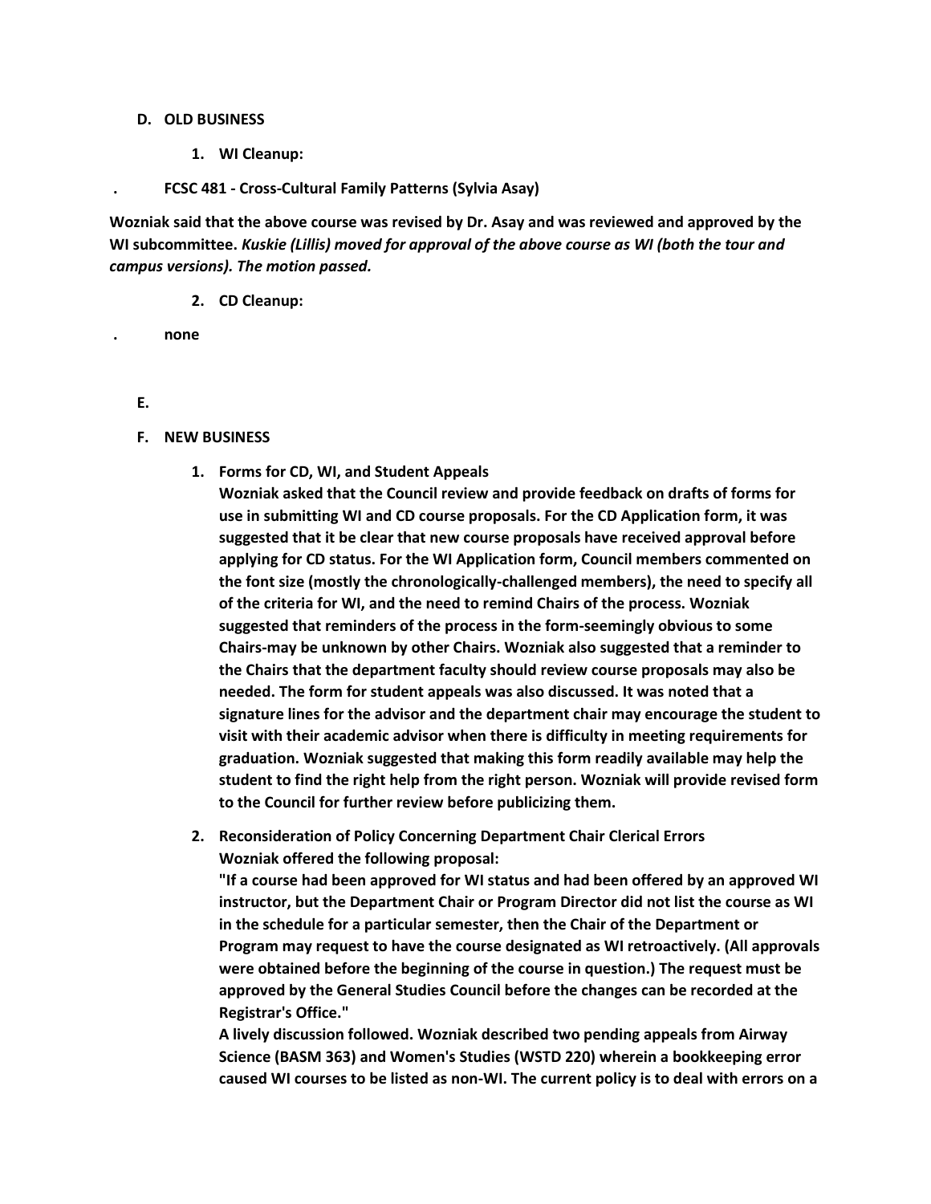**D. OLD BUSINESS**

**1. WI Cleanup:**

**. FCSC 481 - Cross-Cultural Family Patterns (Sylvia Asay)**

**Wozniak said that the above course was revised by Dr. Asay and was reviewed and approved by the WI subcommittee.** ***Kuskie (Lillis) moved for approval of the above course as WI (both the tour and campus versions). The motion passed.***

**2. CD Cleanup:**

**. none**

**E.**

**F. NEW BUSINESS**

1. **Forms for CD, WI, and Student Appeals**
   **Wozniak asked that the Council review and provide feedback on drafts of forms for use in submitting WI and CD course proposals. For the CD Application form, it was suggested that it be clear that new course proposals have received approval before applying for CD status. For the WI Application form, Council members commented on the font size (mostly the chronologically-challenged members), the need to specify all of the criteria for WI, and the need to remind Chairs of the process. Wozniak suggested that reminders of the process in the form-seemingly obvious to some Chairs-may be unknown by other Chairs. Wozniak also suggested that a reminder to the Chairs that the department faculty should review course proposals may also be needed. The form for student appeals was also discussed. It was noted that a signature lines for the advisor and the department chair may encourage the student to visit with their academic advisor when there is difficulty in meeting requirements for graduation. Wozniak suggested that making this form readily available may help the student to find the right help from the right person. Wozniak will provide revised form to the Council for further review before publicizing them.**

2. **Reconsideration of Policy Concerning Department Chair Clerical Errors**
   **Wozniak offered the following proposal:**
   **"If a course had been approved for WI status and had been offered by an approved WI instructor, but the Department Chair or Program Director did not list the course as WI in the schedule for a particular semester, then the Chair of the Department or Program may request to have the course designated as WI retroactively. (All approvals were obtained before the beginning of the course in question.) The request must be approved by the General Studies Council before the changes can be recorded at the Registrar's Office."**
   **A lively discussion followed. Wozniak described two pending appeals from Airway Science (BASM 363) and Women's Studies (WSTD 220) wherein a bookkeeping error caused WI courses to be listed as non-WI. The current policy is to deal with errors on a**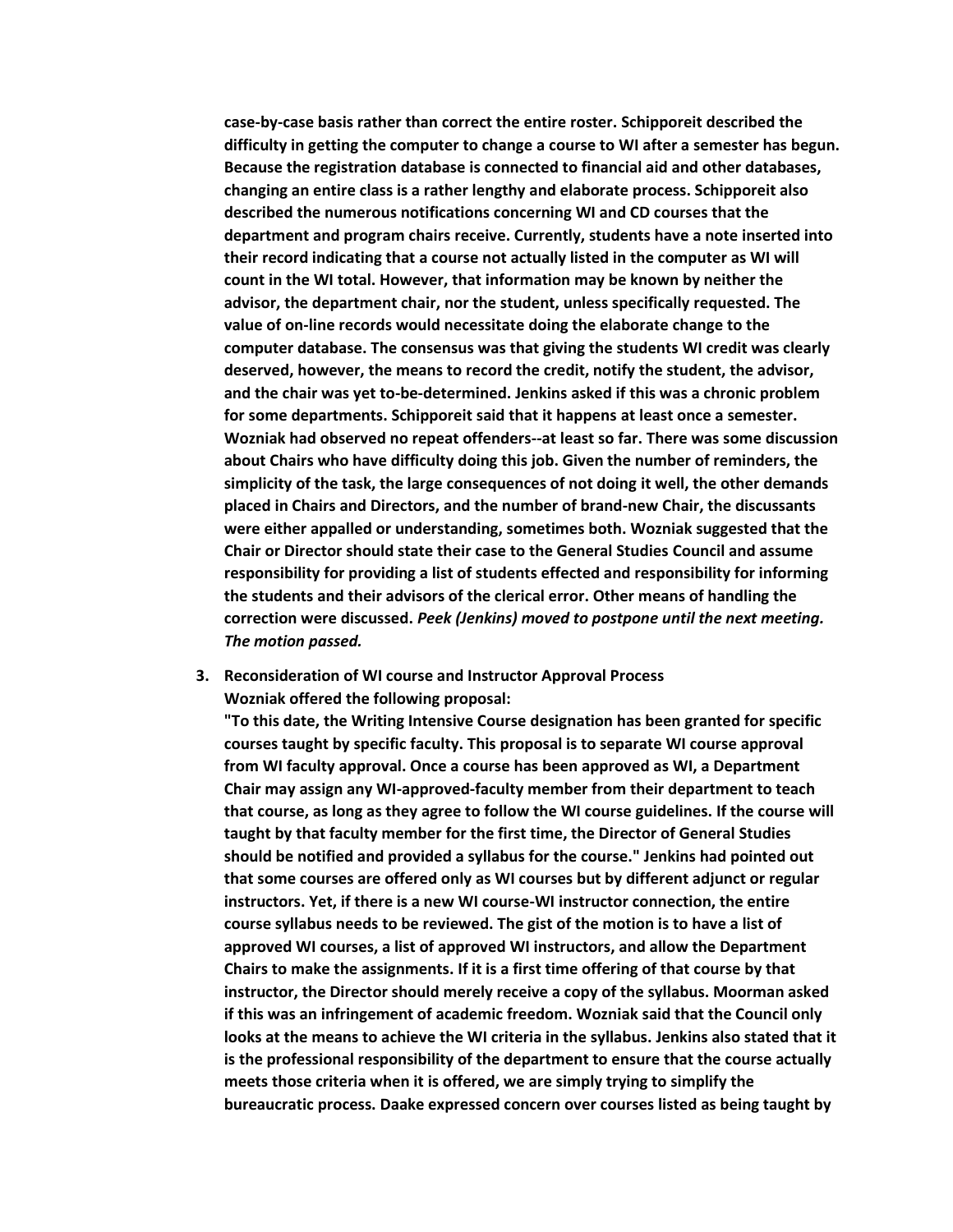**case-by-case basis rather than correct the entire roster. Schipporeit described the difficulty in getting the computer to change a course to WI after a semester has begun. Because the registration database is connected to financial aid and other databases, changing an entire class is a rather lengthy and elaborate process. Schipporeit also described the numerous notifications concerning WI and CD courses that the department and program chairs receive. Currently, students have a note inserted into their record indicating that a course not actually listed in the computer as WI will count in the WI total. However, that information may be known by neither the advisor, the department chair, nor the student, unless specifically requested. The value of on-line records would necessitate doing the elaborate change to the computer database. The consensus was that giving the students WI credit was clearly deserved, however, the means to record the credit, notify the student, the advisor, and the chair was yet to-be-determined. Jenkins asked if this was a chronic problem for some departments. Schipporeit said that it happens at least once a semester. Wozniak had observed no repeat offenders--at least so far. There was some discussion about Chairs who have difficulty doing this job. Given the number of reminders, the simplicity of the task, the large consequences of not doing it well, the other demands placed in Chairs and Directors, and the number of brand-new Chair, the discussants were either appalled or understanding, sometimes both. Wozniak suggested that the Chair or Director should state their case to the General Studies Council and assume responsibility for providing a list of students effected and responsibility for informing the students and their advisors of the clerical error. Other means of handling the correction were discussed.** ***Peek (Jenkins) moved to postpone until the next meeting. The motion passed.***

3. **Reconsideration of WI course and Instructor Approval Process**
   **Wozniak offered the following proposal:**
   **"To this date, the Writing Intensive Course designation has been granted for specific courses taught by specific faculty. This proposal is to separate WI course approval from WI faculty approval. Once a course has been approved as WI, a Department Chair may assign any WI-approved-faculty member from their department to teach that course, as long as they agree to follow the WI course guidelines. If the course will taught by that faculty member for the first time, the Director of General Studies should be notified and provided a syllabus for the course." Jenkins had pointed out that some courses are offered only as WI courses but by different adjunct or regular instructors. Yet, if there is a new WI course-WI instructor connection, the entire course syllabus needs to be reviewed. The gist of the motion is to have a list of approved WI courses, a list of approved WI instructors, and allow the Department Chairs to make the assignments. If it is a first time offering of that course by that instructor, the Director should merely receive a copy of the syllabus. Moorman asked if this was an infringement of academic freedom. Wozniak said that the Council only looks at the means to achieve the WI criteria in the syllabus. Jenkins also stated that it is the professional responsibility of the department to ensure that the course actually meets those criteria when it is offered, we are simply trying to simplify the bureaucratic process. Daake expressed concern over courses listed as being taught by**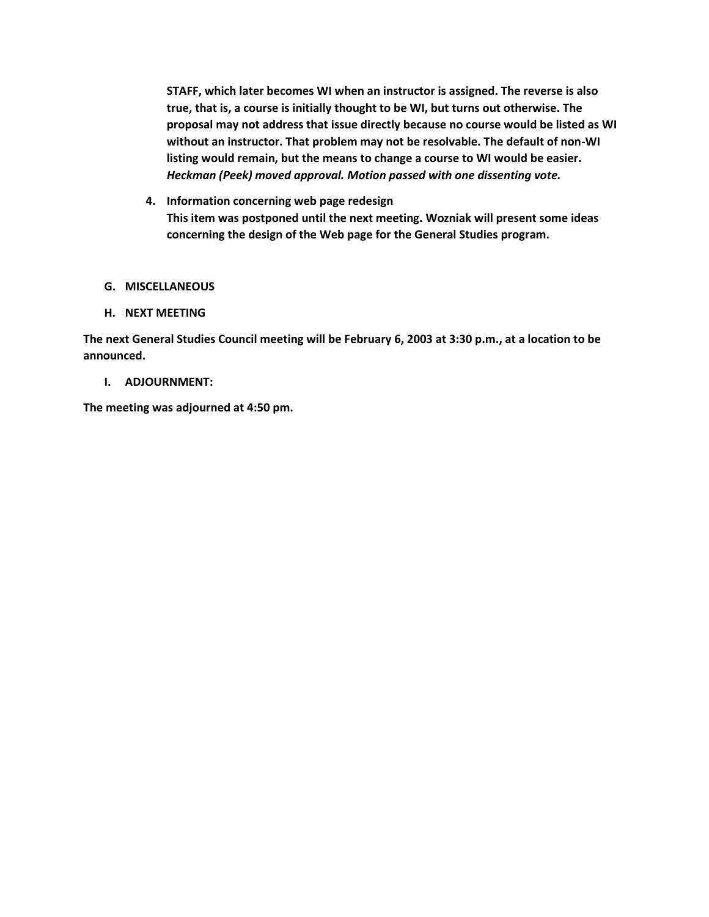**STAFF, which later becomes WI when an instructor is assigned. The reverse is also true, that is, a course is initially thought to be WI, but turns out otherwise. The proposal may not address that issue directly because no course would be listed as WI without an instructor. That problem may not be resolvable. The default of non-WI listing would remain, but the means to change a course to WI would be easier.** ***Heckman (Peek) moved approval. Motion passed with one dissenting vote.***

4. **Information concerning web page redesign**
   **This item was postponed until the next meeting. Wozniak will present some ideas concerning the design of the Web page for the General Studies program.**

**G. MISCELLANEOUS**

**H. NEXT MEETING**

**The next General Studies Council meeting will be February 6, 2003 at 3:30 p.m., at a location to be announced.**

**I. ADJOURNMENT:**

**The meeting was adjourned at 4:50 pm.**